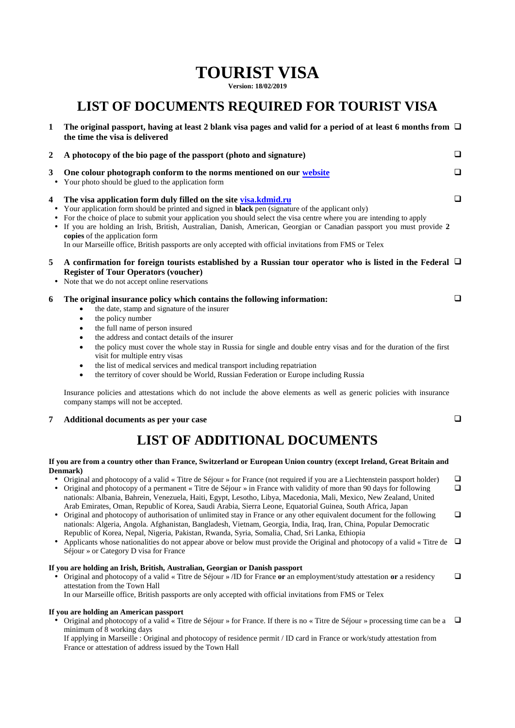# TOURIST VISA

**Version: 18/02/2019**

## LIST OF DOCUMENTS REQUIRED FOR TOURIST VISA

1. **The original passport, having at least 2 blank visa pages and valid for a period of at least 6 months from the time the visa is delivered** ❑

2. **A photocopy of the bio page of the passport (photo and signature)** ❑

3. **One colour photograph conform to the norms mentioned on our website** ❑
   - Your photo should be glued to the application form

4. **The visa application form duly filled on the site visa.kdmid.ru** ❑
   - Your application form should be printed and signed in **black** pen (signature of the applicant only)
   - For the choice of place to submit your application you should select the visa centre where you are intending to apply
   - If you are holding an Irish, British, Australian, Danish, American, Georgian or Canadian passport you must provide **2 copies** of the application form

   In our Marseille office, British passports are only accepted with official invitations from FMS or Telex

5. **A confirmation for foreign tourists established by a Russian tour operator who is listed in the Federal Register of Tour Operators (voucher)** ❑
   - Note that we do not accept online reservations

6. **The original insurance policy which contains the following information:** ❑
   - the date, stamp and signature of the insurer
   - the policy number
   - the full name of person insured
   - the address and contact details of the insurer
   - the policy must cover the whole stay in Russia for single and double entry visas and for the duration of the first visit for multiple entry visas
   - the list of medical services and medical transport including repatriation
   - the territory of cover should be World, Russian Federation or Europe including Russia

   Insurance policies and attestations which do not include the above elements as well as generic policies with insurance company stamps will not be accepted.

7. **Additional documents as per your case** ❑

## LIST OF ADDITIONAL DOCUMENTS

**If you are from a country other than France, Switzerland or European Union country (except Ireland, Great Britain and Denmark)**

- Original and photocopy of a valid « Titre de Séjour » for France (not required if you are a Liechtenstein passport holder) ❑
- Original and photocopy of a permanent « Titre de Séjour » in France with validity of more than 90 days for following nationals: Albania, Bahrein, Venezuela, Haiti, Egypt, Lesotho, Libya, Macedonia, Mali, Mexico, New Zealand, United Arab Emirates, Oman, Republic of Korea, Saudi Arabia, Sierra Leone, Equatorial Guinea, South Africa, Japan ❑
- Original and photocopy of authorisation of unlimited stay in France or any other equivalent document for the following nationals: Algeria, Angola. Afghanistan, Bangladesh, Vietnam, Georgia, India, Iraq, Iran, China, Popular Democratic Republic of Korea, Nepal, Nigeria, Pakistan, Rwanda, Syria, Somalia, Chad, Sri Lanka, Ethiopia ❑
- Applicants whose nationalities do not appear above or below must provide the Original and photocopy of a valid « Titre de Séjour » or Category D visa for France ❑

**If you are holding an Irish, British, Australian, Georgian or Danish passport**

- Original and photocopy of a valid « Titre de Séjour » /ID for France **or** an employment/study attestation **or** a residency attestation from the Town Hall ❑

  In our Marseille office, British passports are only accepted with official invitations from FMS or Telex

**If you are holding an American passport**

- Original and photocopy of a valid « Titre de Séjour » for France. If there is no « Titre de Séjour » processing time can be a minimum of 8 working days ❑

  If applying in Marseille : Original and photocopy of residence permit / ID card in France or work/study attestation from France or attestation of address issued by the Town Hall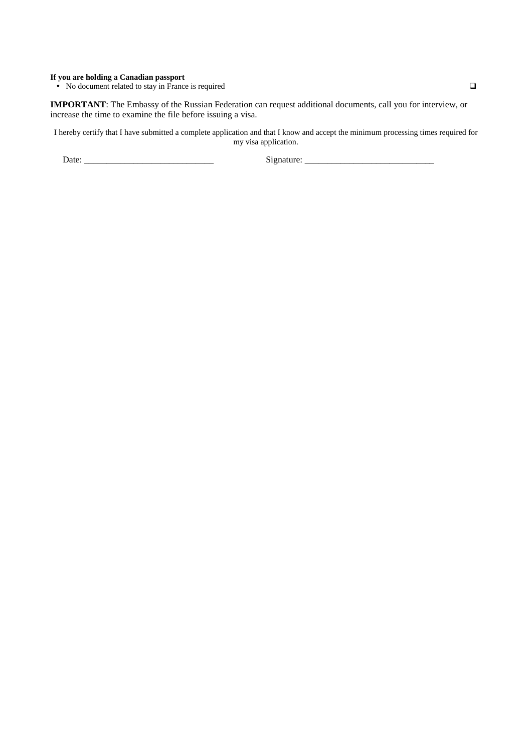**If you are holding a Canadian passport**

- No document related to stay in France is required ❑

**IMPORTANT**: The Embassy of the Russian Federation can request additional documents, call you for interview, or increase the time to examine the file before issuing a visa.

I hereby certify that I have submitted a complete application and that I know and accept the minimum processing times required for my visa application.

Date: ____________________________ Signature: ____________________________